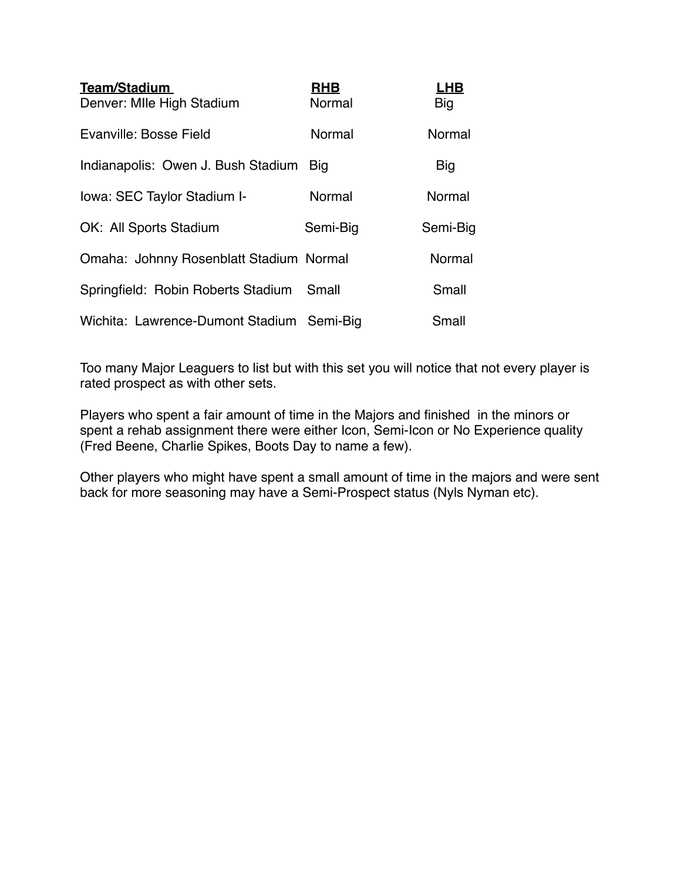| Team/Stadium | RHB | LHB |
|---|---|---|
| Denver: MIle High Stadium | Normal | Big |
| Evanville: Bosse Field | Normal | Normal |
| Indianapolis: Owen J. Bush Stadium | Big | Big |
| Iowa: SEC Taylor Stadium I- | Normal | Normal |
| OK: All Sports Stadium | Semi-Big | Semi-Big |
| Omaha: Johnny Rosenblatt Stadium | Normal | Normal |
| Springfield: Robin Roberts Stadium | Small | Small |
| Wichita: Lawrence-Dumont Stadium | Semi-Big | Small |

Too many Major Leaguers to list but with this set you will notice that not every player is rated prospect as with other sets.

Players who spent a fair amount of time in the Majors and finished in the minors or spent a rehab assignment there were either Icon, Semi-Icon or No Experience quality (Fred Beene, Charlie Spikes, Boots Day to name a few).

Other players who might have spent a small amount of time in the majors and were sent back for more seasoning may have a Semi-Prospect status (Nyls Nyman etc).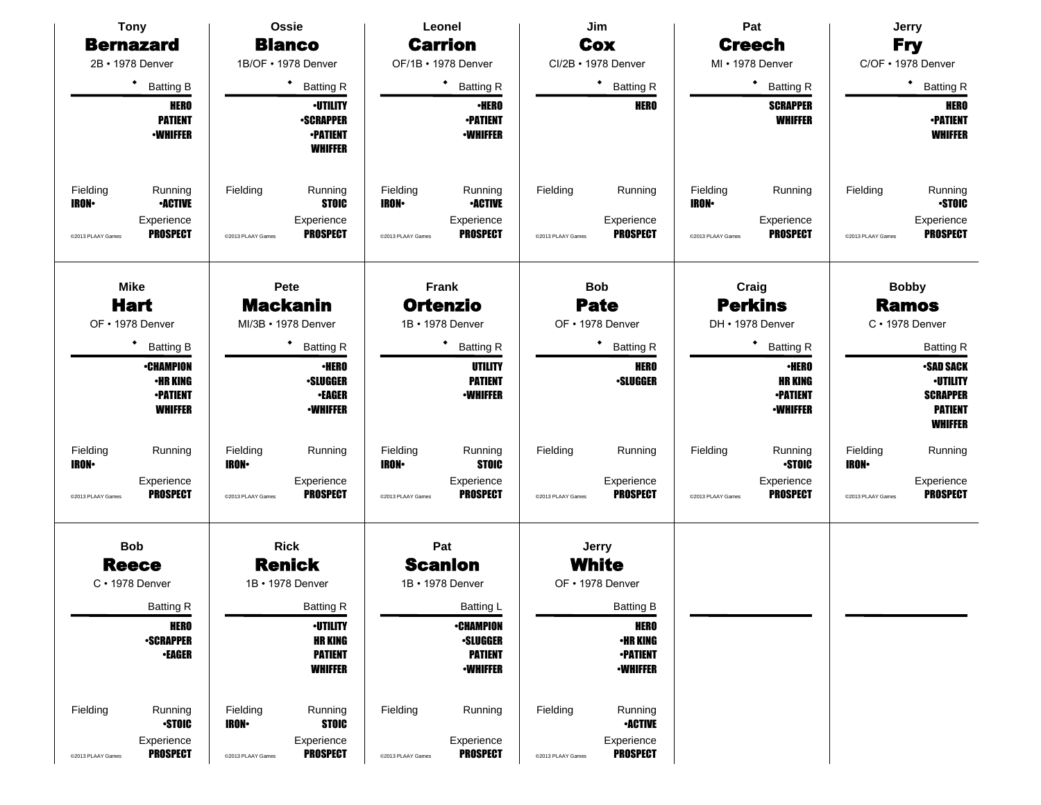Tony
## Bernazard
2B • 1978 Denver

◆ Batting B

HERO
PATIENT
•WHIFFER

Fielding
IRON•

Running
•ACTIVE

Experience
PROSPECT

©2013 PLAAY Games

Ossie
## Blanco
1B/OF • 1978 Denver

◆ Batting R

•UTILITY
•SCRAPPER
•PATIENT
WHIFFER

Fielding

Running
STOIC

Experience
PROSPECT

©2013 PLAAY Games

Leonel
## Carrion
OF/1B • 1978 Denver

◆ Batting R

•HERO
•PATIENT
•WHIFFER

Fielding
IRON•

Running
•ACTIVE

Experience
PROSPECT

©2013 PLAAY Games

Jim
## Cox
CI/2B • 1978 Denver

◆ Batting R

HERO

Fielding

Running

Experience
PROSPECT

©2013 PLAAY Games

Pat
## Creech
MI • 1978 Denver

◆ Batting R

SCRAPPER
WHIFFER

Fielding
IRON•

Running

Experience
PROSPECT

©2013 PLAAY Games

Jerry
## Fry
C/OF • 1978 Denver

◆ Batting R

HERO
•PATIENT
WHIFFER

Fielding

Running
•STOIC

Experience
PROSPECT

©2013 PLAAY Games

Mike
## Hart
OF • 1978 Denver

◆ Batting B

•CHAMPION
•HR KING
•PATIENT
WHIFFER

Fielding
IRON•

Running

Experience
PROSPECT

©2013 PLAAY Games

Pete
## Mackanin
MI/3B • 1978 Denver

◆ Batting R

•HERO
•SLUGGER
•EAGER
•WHIFFER

Fielding
IRON•

Running

Experience
PROSPECT

©2013 PLAAY Games

Frank
## Ortenzio
1B • 1978 Denver

◆ Batting R

UTILITY
PATIENT
•WHIFFER

Fielding
IRON•

Running
STOIC

Experience
PROSPECT

©2013 PLAAY Games

Bob
## Pate
OF • 1978 Denver

◆ Batting R

HERO
•SLUGGER

Fielding

Running

Experience
PROSPECT

©2013 PLAAY Games

Craig
## Perkins
DH • 1978 Denver

◆ Batting R

•HERO
HR KING
•PATIENT
•WHIFFER

Fielding

Running
•STOIC

Experience
PROSPECT

©2013 PLAAY Games

Bobby
## Ramos
C • 1978 Denver

Batting R

•SAD SACK
•UTILITY
SCRAPPER
PATIENT
WHIFFER

Fielding
IRON•

Running

Experience
PROSPECT

©2013 PLAAY Games

Bob
## Reece
C • 1978 Denver

Batting R

HERO
•SCRAPPER
•EAGER

Fielding

Running
•STOIC

Experience
PROSPECT

©2013 PLAAY Games

Rick
## Renick
1B • 1978 Denver

Batting R

•UTILITY
HR KING
PATIENT
WHIFFER

Fielding
IRON•

Running
STOIC

Experience
PROSPECT

©2013 PLAAY Games

Pat
## Scanlon
1B • 1978 Denver

Batting L

•CHAMPION
•SLUGGER
PATIENT
•WHIFFER

Fielding

Running

Experience
PROSPECT

©2013 PLAAY Games

Jerry
## White
OF • 1978 Denver

Batting B

HERO
•HR KING
•PATIENT
•WHIFFER

Fielding

Running
•ACTIVE

Experience
PROSPECT

©2013 PLAAY Games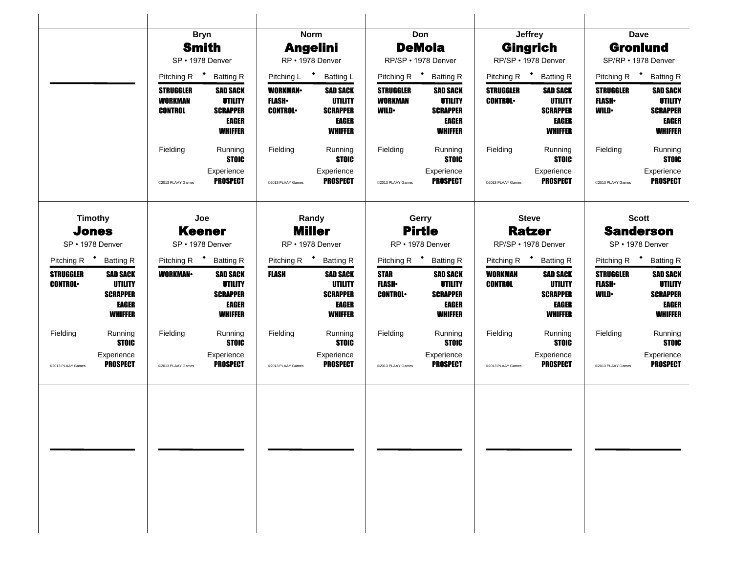## Bryn Smith

SP • 1978 Denver

Pitching R • Batting R

| Pitching | Batting |
| --- | --- |
| STRUGGLER | SAD SACK |
| WORKMAN | UTILITY |
| CONTROL | SCRAPPER |
| | EAGER |
| | WHIFFER |

Fielding — Running: STOIC

Experience: PROSPECT

©2013 PLAAY Games

## Norm Angelini

RP • 1978 Denver

Pitching L • Batting L

| Pitching | Batting |
| --- | --- |
| WORKMAN• | SAD SACK |
| FLASH• | UTILITY |
| CONTROL• | SCRAPPER |
| | EAGER |
| | WHIFFER |

Fielding — Running: STOIC

Experience: PROSPECT

©2013 PLAAY Games

## Don DeMola

RP/SP • 1978 Denver

Pitching R • Batting R

| Pitching | Batting |
| --- | --- |
| STRUGGLER | SAD SACK |
| WORKMAN | UTILITY |
| WILD• | SCRAPPER |
| | EAGER |
| | WHIFFER |

Fielding — Running: STOIC

Experience: PROSPECT

©2013 PLAAY Games

## Jeffrey Gingrich

RP/SP • 1978 Denver

Pitching R • Batting R

| Pitching | Batting |
| --- | --- |
| STRUGGLER | SAD SACK |
| CONTROL• | UTILITY |
| | SCRAPPER |
| | EAGER |
| | WHIFFER |

Fielding — Running: STOIC

Experience: PROSPECT

©2013 PLAAY Games

## Dave Gronlund

SP/RP • 1978 Denver

Pitching R • Batting R

| Pitching | Batting |
| --- | --- |
| STRUGGLER | SAD SACK |
| FLASH• | UTILITY |
| WILD• | SCRAPPER |
| | EAGER |
| | WHIFFER |

Fielding — Running: STOIC

Experience: PROSPECT

©2013 PLAAY Games

## Timothy Jones

SP • 1978 Denver

Pitching R • Batting R

| Pitching | Batting |
| --- | --- |
| STRUGGLER | SAD SACK |
| CONTROL• | UTILITY |
| | SCRAPPER |
| | EAGER |
| | WHIFFER |

Fielding — Running: STOIC

Experience: PROSPECT

©2013 PLAAY Games

## Joe Keener

SP • 1978 Denver

Pitching R • Batting R

| Pitching | Batting |
| --- | --- |
| WORKMAN• | SAD SACK |
| | UTILITY |
| | SCRAPPER |
| | EAGER |
| | WHIFFER |

Fielding — Running: STOIC

Experience: PROSPECT

©2013 PLAAY Games

## Randy Miller

RP • 1978 Denver

Pitching R • Batting R

| Pitching | Batting |
| --- | --- |
| FLASH | SAD SACK |
| | UTILITY |
| | SCRAPPER |
| | EAGER |
| | WHIFFER |

Fielding — Running: STOIC

Experience: PROSPECT

©2013 PLAAY Games

## Gerry Pirtle

RP • 1978 Denver

Pitching R • Batting R

| Pitching | Batting |
| --- | --- |
| STAR | SAD SACK |
| FLASH• | UTILITY |
| CONTROL• | SCRAPPER |
| | EAGER |
| | WHIFFER |

Fielding — Running: STOIC

Experience: PROSPECT

©2013 PLAAY Games

## Steve Ratzer

RP/SP • 1978 Denver

Pitching R • Batting R

| Pitching | Batting |
| --- | --- |
| WORKMAN | SAD SACK |
| CONTROL | UTILITY |
| | SCRAPPER |
| | EAGER |
| | WHIFFER |

Fielding — Running: STOIC

Experience: PROSPECT

©2013 PLAAY Games

## Scott Sanderson

SP • 1978 Denver

Pitching R • Batting R

| Pitching | Batting |
| --- | --- |
| STRUGGLER | SAD SACK |
| FLASH• | UTILITY |
| WILD• | SCRAPPER |
| | EAGER |
| | WHIFFER |

Fielding — Running: STOIC

Experience: PROSPECT

©2013 PLAAY Games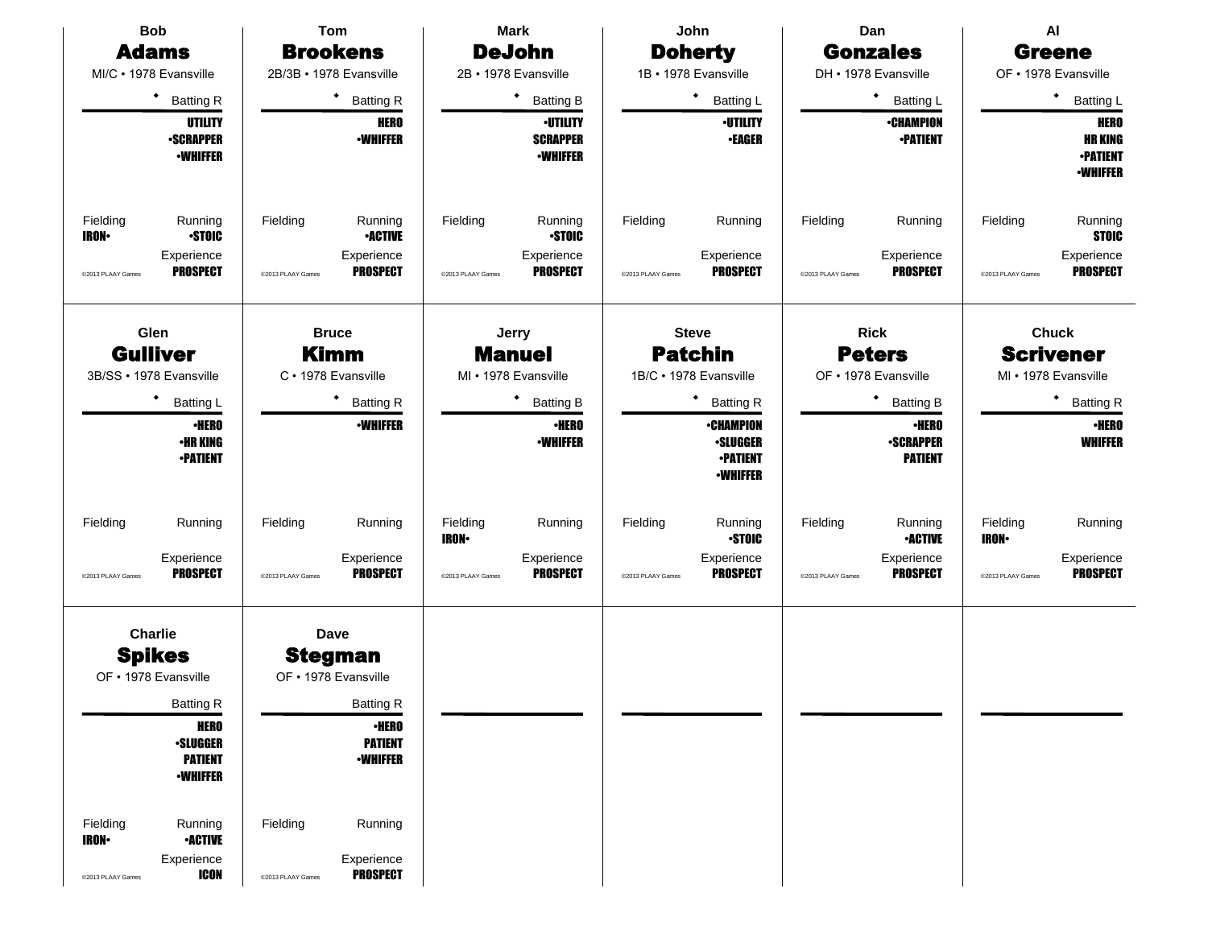## Bob Adams

MI/C • 1978 Evansville

◆ Batting R

UTILITY
•SCRAPPER
•WHIFFER

Fielding: IRON•
Running: •STOIC
Experience: PROSPECT

©2013 PLAAY Games

## Tom Brookens

2B/3B • 1978 Evansville

◆ Batting R

HERO
•WHIFFER

Fielding
Running: •ACTIVE
Experience: PROSPECT

©2013 PLAAY Games

## Mark DeJohn

2B • 1978 Evansville

◆ Batting B

•UTILITY
SCRAPPER
•WHIFFER

Fielding
Running: •STOIC
Experience: PROSPECT

©2013 PLAAY Games

## John Doherty

1B • 1978 Evansville

◆ Batting L

•UTILITY
•EAGER

Fielding
Running
Experience: PROSPECT

©2013 PLAAY Games

## Dan Gonzales

DH • 1978 Evansville

◆ Batting L

•CHAMPION
•PATIENT

Fielding
Running
Experience: PROSPECT

©2013 PLAAY Games

## Al Greene

OF • 1978 Evansville

◆ Batting L

HERO
HR KING
•PATIENT
•WHIFFER

Fielding
Running: STOIC
Experience: PROSPECT

©2013 PLAAY Games

## Glen Gulliver

3B/SS • 1978 Evansville

◆ Batting L

•HERO
•HR KING
•PATIENT

Fielding
Running
Experience: PROSPECT

©2013 PLAAY Games

## Bruce Kimm

C • 1978 Evansville

◆ Batting R

•WHIFFER

Fielding
Running
Experience: PROSPECT

©2013 PLAAY Games

## Jerry Manuel

MI • 1978 Evansville

◆ Batting B

•HERO
•WHIFFER

Fielding: IRON•
Running
Experience: PROSPECT

©2013 PLAAY Games

## Steve Patchin

1B/C • 1978 Evansville

◆ Batting R

•CHAMPION
•SLUGGER
•PATIENT
•WHIFFER

Fielding
Running: •STOIC
Experience: PROSPECT

©2013 PLAAY Games

## Rick Peters

OF • 1978 Evansville

◆ Batting B

•HERO
•SCRAPPER
PATIENT

Fielding
Running: •ACTIVE
Experience: PROSPECT

©2013 PLAAY Games

## Chuck Scrivener

MI • 1978 Evansville

◆ Batting R

•HERO
WHIFFER

Fielding: IRON•
Running
Experience: PROSPECT

©2013 PLAAY Games

## Charlie Spikes

OF • 1978 Evansville

Batting R

HERO
•SLUGGER
PATIENT
•WHIFFER

Fielding: IRON•
Running: •ACTIVE
Experience: ICON

©2013 PLAAY Games

## Dave Stegman

OF • 1978 Evansville

Batting R

•HERO
PATIENT
•WHIFFER

Fielding
Running
Experience: PROSPECT

©2013 PLAAY Games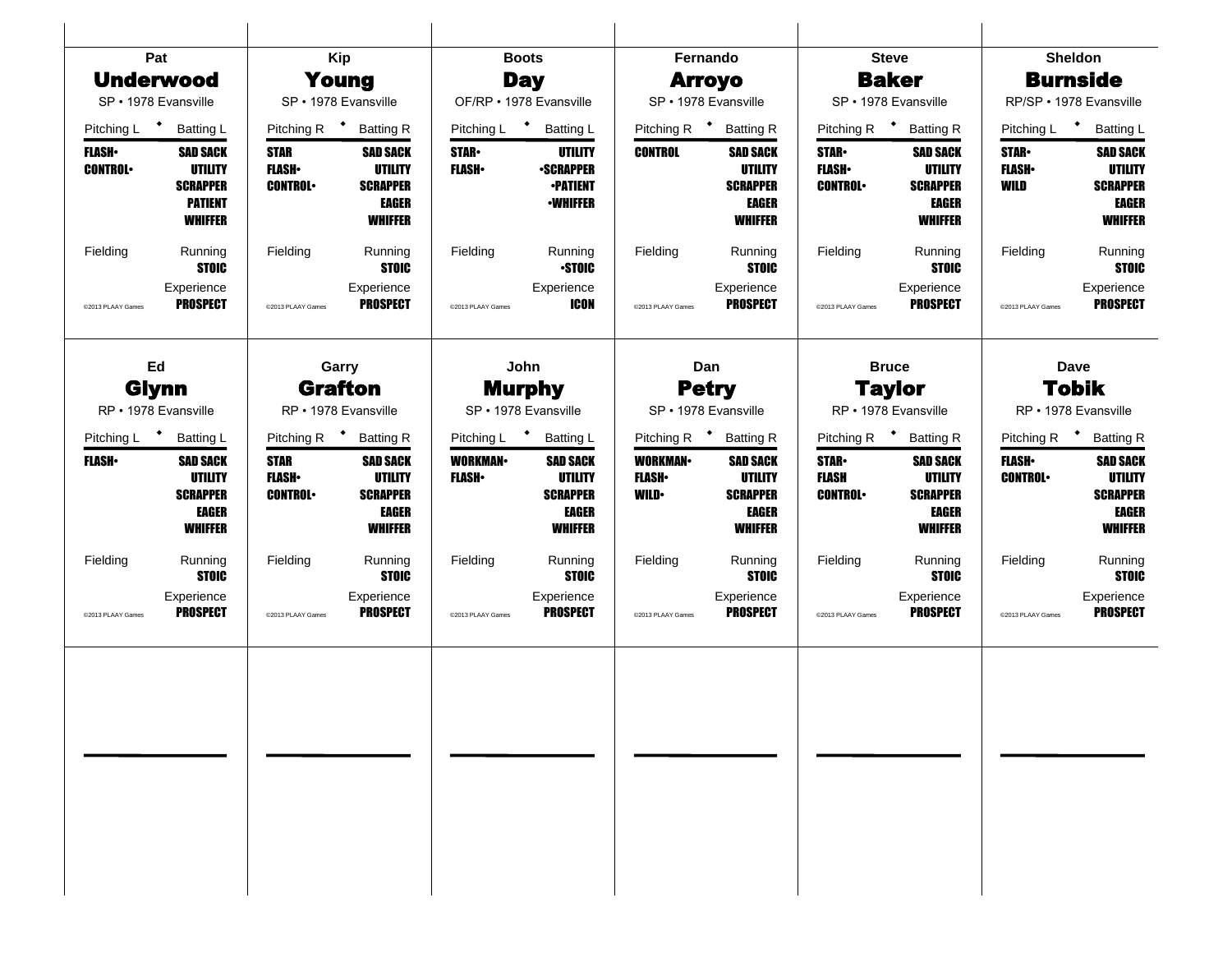## Pat Underwood

SP • 1978 Evansville

| Pitching L | Batting L |
|---|---|
| **FLASH•** | **SAD SACK** |
| **CONTROL•** | **UTILITY** |
| | **SCRAPPER** |
| | **PATIENT** |
| | **WHIFFER** |
| Fielding | Running |
| | **STOIC** |
| | Experience |
| ©2013 PLAAY Games | **PROSPECT** |

## Kip Young

SP • 1978 Evansville

| Pitching R | Batting R |
|---|---|
| **STAR** | **SAD SACK** |
| **FLASH•** | **UTILITY** |
| **CONTROL•** | **SCRAPPER** |
| | **EAGER** |
| | **WHIFFER** |
| Fielding | Running |
| | **STOIC** |
| | Experience |
| ©2013 PLAAY Games | **PROSPECT** |

## Boots Day

OF/RP • 1978 Evansville

| Pitching L | Batting L |
|---|---|
| **STAR•** | **UTILITY** |
| **FLASH•** | **•SCRAPPER** |
| | **•PATIENT** |
| | **•WHIFFER** |
| Fielding | Running |
| | **•STOIC** |
| | Experience |
| ©2013 PLAAY Games | **ICON** |

## Fernando Arroyo

SP • 1978 Evansville

| Pitching R | Batting R |
|---|---|
| **CONTROL** | **SAD SACK** |
| | **UTILITY** |
| | **SCRAPPER** |
| | **EAGER** |
| | **WHIFFER** |
| Fielding | Running |
| | **STOIC** |
| | Experience |
| ©2013 PLAAY Games | **PROSPECT** |

## Steve Baker

SP • 1978 Evansville

| Pitching R | Batting R |
|---|---|
| **STAR•** | **SAD SACK** |
| **FLASH•** | **UTILITY** |
| **CONTROL•** | **SCRAPPER** |
| | **EAGER** |
| | **WHIFFER** |
| Fielding | Running |
| | **STOIC** |
| | Experience |
| ©2013 PLAAY Games | **PROSPECT** |

## Sheldon Burnside

RP/SP • 1978 Evansville

| Pitching L | Batting L |
|---|---|
| **STAR•** | **SAD SACK** |
| **FLASH•** | **UTILITY** |
| **WILD** | **SCRAPPER** |
| | **EAGER** |
| | **WHIFFER** |
| Fielding | Running |
| | **STOIC** |
| | Experience |
| ©2013 PLAAY Games | **PROSPECT** |

## Ed Glynn

RP • 1978 Evansville

| Pitching L | Batting L |
|---|---|
| **FLASH•** | **SAD SACK** |
| | **UTILITY** |
| | **SCRAPPER** |
| | **EAGER** |
| | **WHIFFER** |
| Fielding | Running |
| | **STOIC** |
| | Experience |
| ©2013 PLAAY Games | **PROSPECT** |

## Garry Grafton

RP • 1978 Evansville

| Pitching R | Batting R |
|---|---|
| **STAR** | **SAD SACK** |
| **FLASH•** | **UTILITY** |
| **CONTROL•** | **SCRAPPER** |
| | **EAGER** |
| | **WHIFFER** |
| Fielding | Running |
| | **STOIC** |
| | Experience |
| ©2013 PLAAY Games | **PROSPECT** |

## John Murphy

SP • 1978 Evansville

| Pitching L | Batting L |
|---|---|
| **WORKMAN•** | **SAD SACK** |
| **FLASH•** | **UTILITY** |
| | **SCRAPPER** |
| | **EAGER** |
| | **WHIFFER** |
| Fielding | Running |
| | **STOIC** |
| | Experience |
| ©2013 PLAAY Games | **PROSPECT** |

## Dan Petry

SP • 1978 Evansville

| Pitching R | Batting R |
|---|---|
| **WORKMAN•** | **SAD SACK** |
| **FLASH•** | **UTILITY** |
| **WILD•** | **SCRAPPER** |
| | **EAGER** |
| | **WHIFFER** |
| Fielding | Running |
| | **STOIC** |
| | Experience |
| ©2013 PLAAY Games | **PROSPECT** |

## Bruce Taylor

RP • 1978 Evansville

| Pitching R | Batting R |
|---|---|
| **STAR•** | **SAD SACK** |
| **FLASH** | **UTILITY** |
| **CONTROL•** | **SCRAPPER** |
| | **EAGER** |
| | **WHIFFER** |
| Fielding | Running |
| | **STOIC** |
| | Experience |
| ©2013 PLAAY Games | **PROSPECT** |

## Dave Tobik

RP • 1978 Evansville

| Pitching R | Batting R |
|---|---|
| **FLASH•** | **SAD SACK** |
| **CONTROL•** | **UTILITY** |
| | **SCRAPPER** |
| | **EAGER** |
| | **WHIFFER** |
| Fielding | Running |
| | **STOIC** |
| | Experience |
| ©2013 PLAAY Games | **PROSPECT** |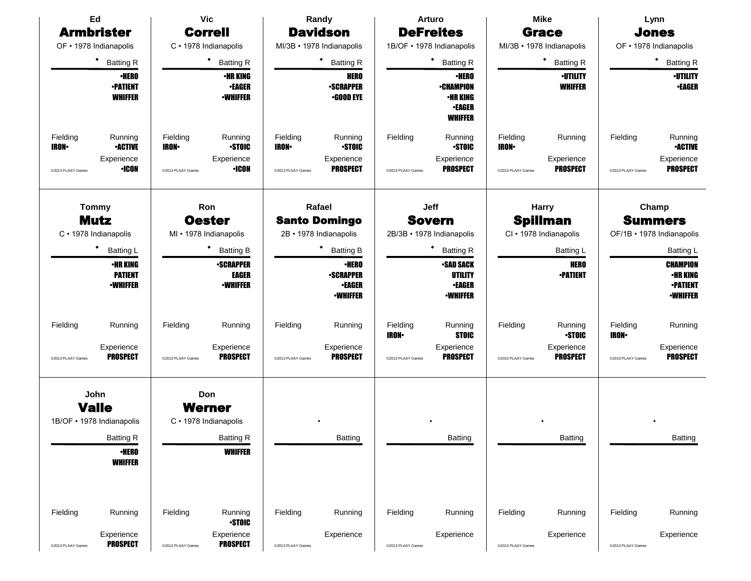Ed
**Armbrister**
OF • 1978 Indianapolis

◆ Batting R

•HERO
•PATIENT
WHIFFER

Fielding: IRON•
Running: •ACTIVE
Experience: •ICON

©2013 PLAAY Games

---

Vic
**Correll**
C • 1978 Indianapolis

◆ Batting R

•HR KING
•EAGER
•WHIFFER

Fielding: IRON•
Running: •STOIC
Experience: •ICON

©2013 PLAAY Games

---

Randy
**Davidson**
MI/3B • 1978 Indianapolis

◆ Batting R

HERO
•SCRAPPER
•GOOD EYE

Fielding: IRON•
Running: •STOIC
Experience: PROSPECT

©2013 PLAAY Games

---

Arturo
**DeFreites**
1B/OF • 1978 Indianapolis

◆ Batting R

•HERO
•CHAMPION
•HR KING
•EAGER
WHIFFER

Fielding
Running: •STOIC
Experience: PROSPECT

©2013 PLAAY Games

---

Mike
**Grace**
MI/3B • 1978 Indianapolis

◆ Batting R

•UTILITY
WHIFFER

Fielding: IRON•
Running
Experience: PROSPECT

©2013 PLAAY Games

---

Lynn
**Jones**
OF • 1978 Indianapolis

◆ Batting R

•UTILITY
•EAGER

Fielding
Running: •ACTIVE
Experience: PROSPECT

©2013 PLAAY Games

---

Tommy
**Mutz**
C • 1978 Indianapolis

◆ Batting L

•HR KING
PATIENT
•WHIFFER

Fielding
Running
Experience: PROSPECT

©2013 PLAAY Games

---

Ron
**Oester**
MI • 1978 Indianapolis

◆ Batting B

•SCRAPPER
EAGER
•WHIFFER

Fielding
Running
Experience: PROSPECT

©2013 PLAAY Games

---

Rafael
**Santo Domingo**
2B • 1978 Indianapolis

◆ Batting B

•HERO
•SCRAPPER
•EAGER
•WHIFFER

Fielding
Running
Experience: PROSPECT

©2013 PLAAY Games

---

Jeff
**Sovern**
2B/3B • 1978 Indianapolis

◆ Batting R

•SAD SACK
UTILITY
•EAGER
•WHIFFER

Fielding: IRON•
Running: STOIC
Experience: PROSPECT

©2013 PLAAY Games

---

Harry
**Spillman**
CI • 1978 Indianapolis

Batting L

HERO
•PATIENT

Fielding
Running: •STOIC
Experience: PROSPECT

©2013 PLAAY Games

---

Champ
**Summers**
OF/1B • 1978 Indianapolis

Batting L

CHAMPION
•HR KING
•PATIENT
•WHIFFER

Fielding: IRON•
Running
Experience: PROSPECT

©2013 PLAAY Games

---

John
**Valle**
1B/OF • 1978 Indianapolis

Batting R

•HERO
WHIFFER

Fielding
Running
Experience: PROSPECT

©2013 PLAAY Games

---

Don
**Werner**
C • 1978 Indianapolis

Batting R

WHIFFER

Fielding
Running: •STOIC
Experience: PROSPECT

©2013 PLAAY Games

---

•

Batting

Fielding
Running
Experience

©2013 PLAAY Games

---

•

Batting

Fielding
Running
Experience

©2013 PLAAY Games

---

•

Batting

Fielding
Running
Experience

©2013 PLAAY Games

---

•

Batting

Fielding
Running
Experience

©2013 PLAAY Games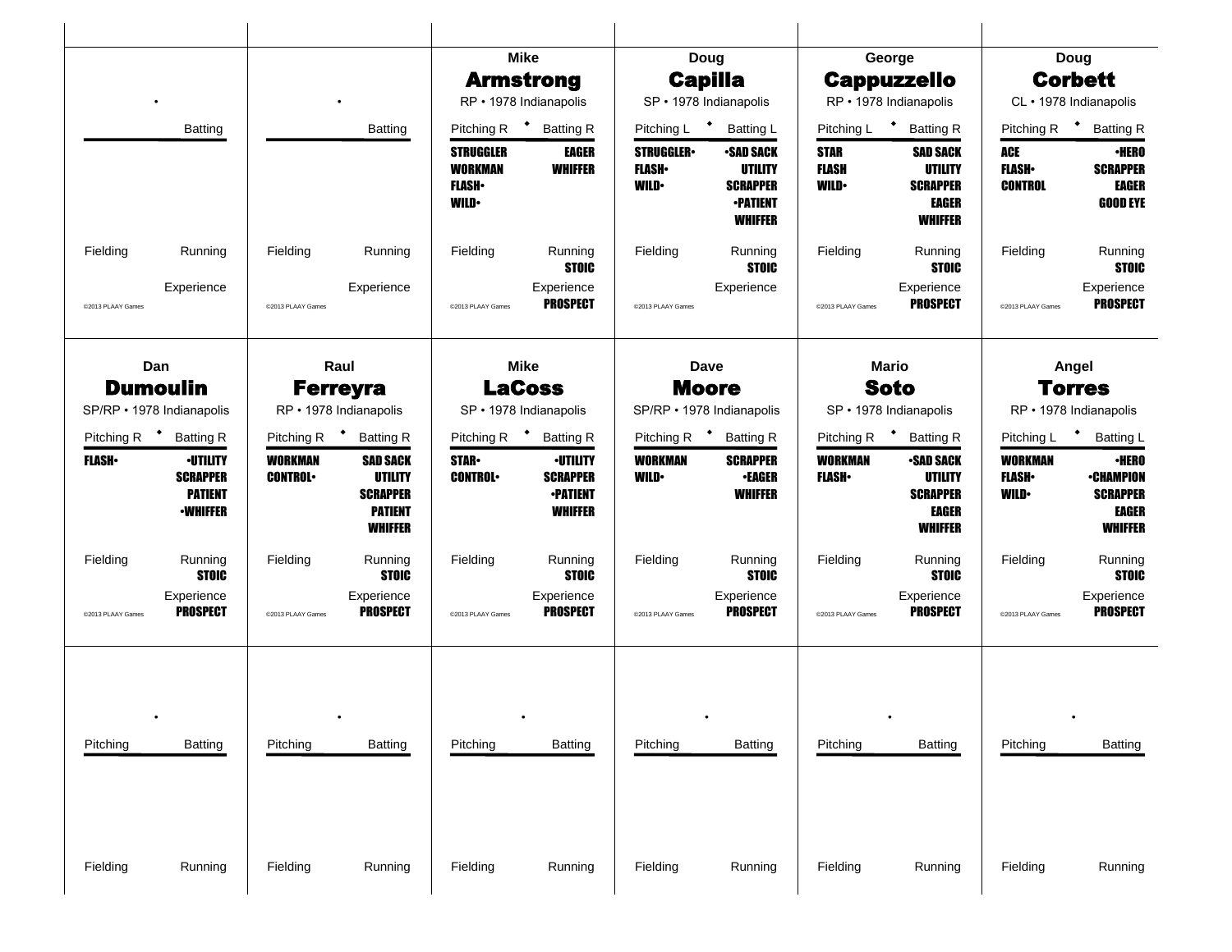•

Batting

Fielding Running

Experience

©2013 PLAAY Games

•

Batting

Fielding Running

Experience

©2013 PLAAY Games

Mike
## Armstrong
RP • 1978 Indianapolis

Pitching R • Batting R

| Pitching | Batting |
|---|---|
| STRUGGLER | EAGER |
| WORKMAN | WHIFFER |
| FLASH• | |
| WILD• | |

Fielding

Running: STOIC

Experience: PROSPECT

©2013 PLAAY Games

Doug
## Capilla
SP • 1978 Indianapolis

Pitching L • Batting L

| Pitching | Batting |
|---|---|
| STRUGGLER• | •SAD SACK |
| FLASH• | UTILITY |
| WILD• | SCRAPPER |
| | •PATIENT |
| | WHIFFER |

Fielding

Running: STOIC

Experience

©2013 PLAAY Games

George
## Cappuzzello
RP • 1978 Indianapolis

Pitching L • Batting R

| Pitching | Batting |
|---|---|
| STAR | SAD SACK |
| FLASH | UTILITY |
| WILD• | SCRAPPER |
| | EAGER |
| | WHIFFER |

Fielding

Running: STOIC

Experience: PROSPECT

©2013 PLAAY Games

Doug
## Corbett
CL • 1978 Indianapolis

Pitching R • Batting R

| Pitching | Batting |
|---|---|
| ACE | •HERO |
| FLASH• | SCRAPPER |
| CONTROL | EAGER |
| | GOOD EYE |

Fielding

Running: STOIC

Experience: PROSPECT

©2013 PLAAY Games

Dan
## Dumoulin
SP/RP • 1978 Indianapolis

Pitching R • Batting R

| Pitching | Batting |
|---|---|
| FLASH• | •UTILITY |
| | SCRAPPER |
| | PATIENT |
| | •WHIFFER |

Fielding

Running: STOIC

Experience: PROSPECT

©2013 PLAAY Games

Raul
## Ferreyra
RP • 1978 Indianapolis

Pitching R • Batting R

| Pitching | Batting |
|---|---|
| WORKMAN | SAD SACK |
| CONTROL• | UTILITY |
| | SCRAPPER |
| | PATIENT |
| | WHIFFER |

Fielding

Running: STOIC

Experience: PROSPECT

©2013 PLAAY Games

Mike
## LaCoss
SP • 1978 Indianapolis

Pitching R • Batting R

| Pitching | Batting |
|---|---|
| STAR• | •UTILITY |
| CONTROL• | SCRAPPER |
| | •PATIENT |
| | WHIFFER |

Fielding

Running: STOIC

Experience: PROSPECT

©2013 PLAAY Games

Dave
## Moore
SP/RP • 1978 Indianapolis

Pitching R • Batting R

| Pitching | Batting |
|---|---|
| WORKMAN | SCRAPPER |
| WILD• | •EAGER |
| | WHIFFER |

Fielding

Running: STOIC

Experience: PROSPECT

©2013 PLAAY Games

Mario
## Soto
SP • 1978 Indianapolis

Pitching R • Batting R

| Pitching | Batting |
|---|---|
| WORKMAN | •SAD SACK |
| FLASH• | UTILITY |
| | SCRAPPER |
| | EAGER |
| | WHIFFER |

Fielding

Running: STOIC

Experience: PROSPECT

©2013 PLAAY Games

Angel
## Torres
RP • 1978 Indianapolis

Pitching L • Batting L

| Pitching | Batting |
|---|---|
| WORKMAN | •HERO |
| FLASH• | •CHAMPION |
| WILD• | SCRAPPER |
| | EAGER |
| | WHIFFER |

Fielding

Running: STOIC

Experience: PROSPECT

©2013 PLAAY Games

•

Pitching Batting

Fielding Running

•

Pitching Batting

Fielding Running

•

Pitching Batting

Fielding Running

•

Pitching Batting

Fielding Running

•

Pitching Batting

Fielding Running

•

Pitching Batting

Fielding Running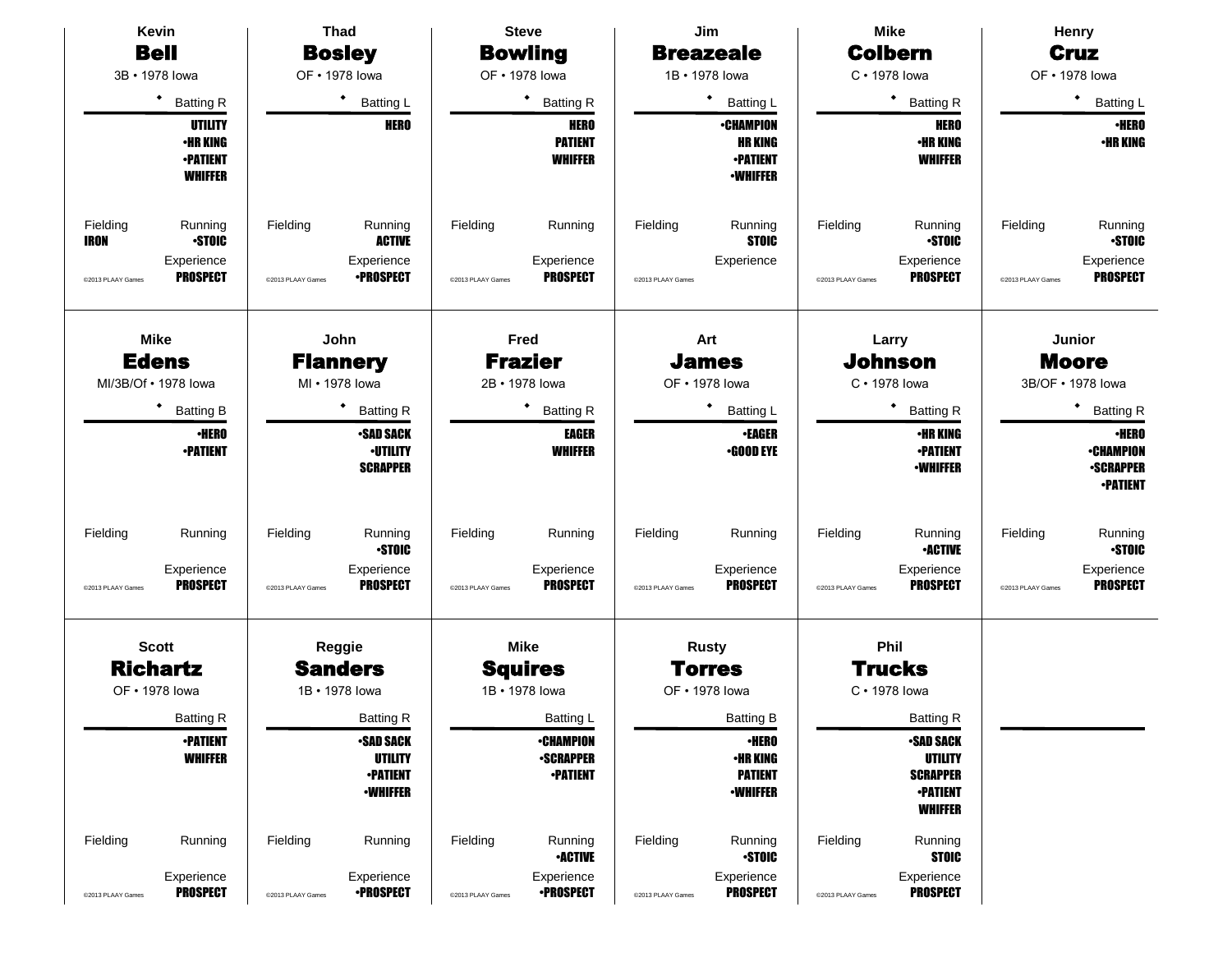**Kevin**
## Bell
3B • 1978 Iowa

◆ Batting R

UTILITY
•HR KING
•PATIENT
WHIFFER

Fielding: IRON
Running: •STOIC
Experience: PROSPECT

©2013 PLAAY Games

---

**Thad**
## Bosley
OF • 1978 Iowa

◆ Batting L

HERO

Fielding
Running: ACTIVE
Experience: •PROSPECT

©2013 PLAAY Games

---

**Steve**
## Bowling
OF • 1978 Iowa

◆ Batting R

HERO
PATIENT
WHIFFER

Fielding
Running
Experience: PROSPECT

©2013 PLAAY Games

---

**Jim**
## Breazeale
1B • 1978 Iowa

◆ Batting L

•CHAMPION
HR KING
•PATIENT
•WHIFFER

Fielding
Running: STOIC
Experience

©2013 PLAAY Games

---

**Mike**
## Colbern
C • 1978 Iowa

◆ Batting R

HERO
•HR KING
WHIFFER

Fielding
Running: •STOIC
Experience: PROSPECT

©2013 PLAAY Games

---

**Henry**
## Cruz
OF • 1978 Iowa

◆ Batting L

•HERO
•HR KING

Fielding
Running: •STOIC
Experience: PROSPECT

©2013 PLAAY Games

---

**Mike**
## Edens
MI/3B/Of • 1978 Iowa

◆ Batting B

•HERO
•PATIENT

Fielding
Running
Experience: PROSPECT

©2013 PLAAY Games

---

**John**
## Flannery
MI • 1978 Iowa

◆ Batting R

•SAD SACK
•UTILITY
SCRAPPER

Fielding
Running: •STOIC
Experience: PROSPECT

©2013 PLAAY Games

---

**Fred**
## Frazier
2B • 1978 Iowa

◆ Batting R

EAGER
WHIFFER

Fielding
Running
Experience: PROSPECT

©2013 PLAAY Games

---

**Art**
## James
OF • 1978 Iowa

◆ Batting L

•EAGER
•GOOD EYE

Fielding
Running
Experience: PROSPECT

©2013 PLAAY Games

---

**Larry**
## Johnson
C • 1978 Iowa

◆ Batting R

•HR KING
•PATIENT
•WHIFFER

Fielding
Running: •ACTIVE
Experience: PROSPECT

©2013 PLAAY Games

---

**Junior**
## Moore
3B/OF • 1978 Iowa

◆ Batting R

•HERO
•CHAMPION
•SCRAPPER
•PATIENT

Fielding
Running: •STOIC
Experience: PROSPECT

©2013 PLAAY Games

---

**Scott**
## Richartz
OF • 1978 Iowa

Batting R

•PATIENT
WHIFFER

Fielding
Running
Experience: PROSPECT

©2013 PLAAY Games

---

**Reggie**
## Sanders
1B • 1978 Iowa

Batting R

•SAD SACK
UTILITY
•PATIENT
•WHIFFER

Fielding
Running
Experience: •PROSPECT

©2013 PLAAY Games

---

**Mike**
## Squires
1B • 1978 Iowa

Batting L

•CHAMPION
•SCRAPPER
•PATIENT

Fielding
Running: •ACTIVE
Experience: •PROSPECT

©2013 PLAAY Games

---

**Rusty**
## Torres
OF • 1978 Iowa

Batting B

•HERO
•HR KING
PATIENT
•WHIFFER

Fielding
Running: •STOIC
Experience: PROSPECT

©2013 PLAAY Games

---

**Phil**
## Trucks
C • 1978 Iowa

Batting R

•SAD SACK
UTILITY
SCRAPPER
•PATIENT
WHIFFER

Fielding
Running: STOIC
Experience: PROSPECT

©2013 PLAAY Games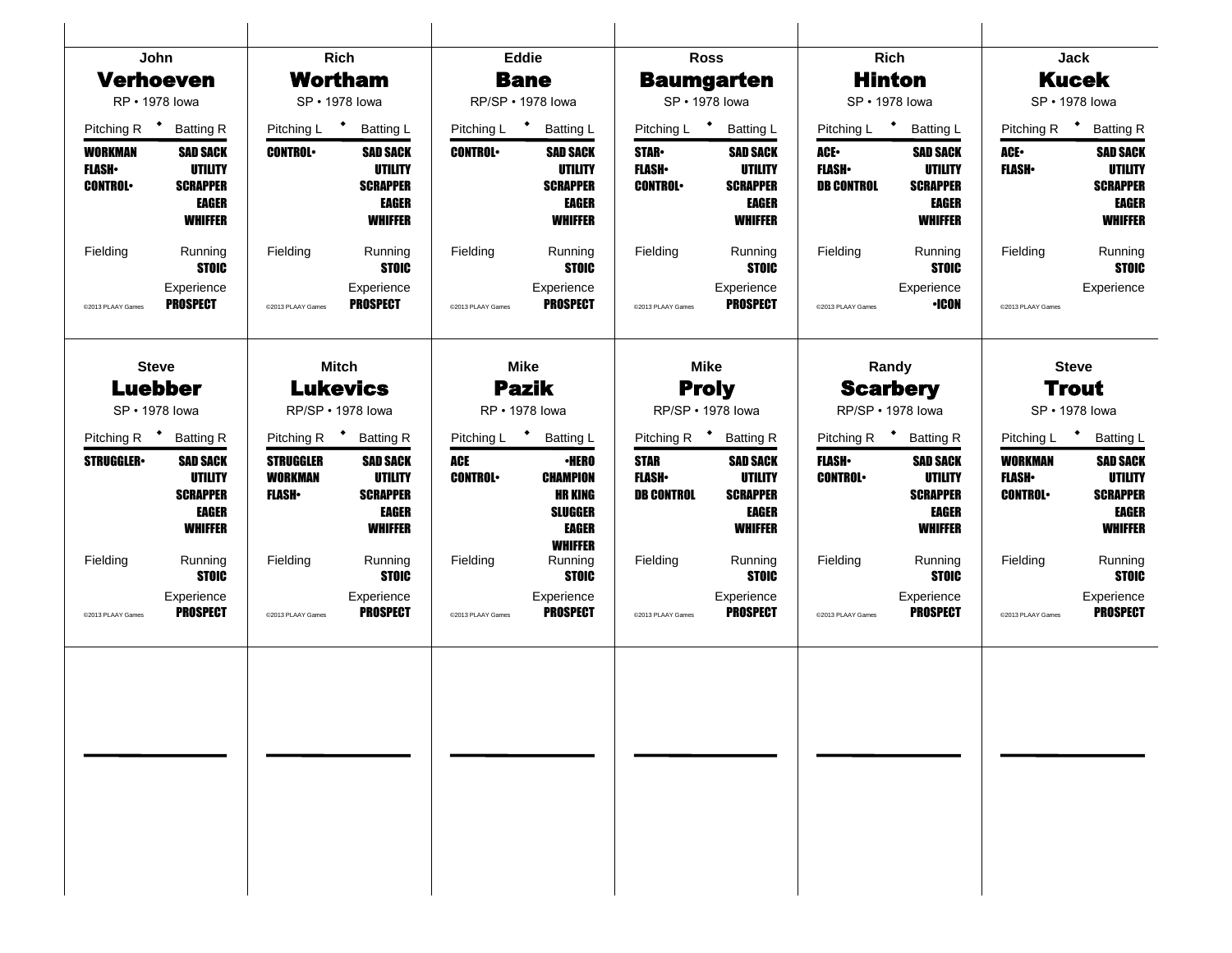## John Verhoeven

RP • 1978 Iowa

| Pitching R | Batting R |
|---|---|
| WORKMAN | SAD SACK |
| FLASH• | UTILITY |
| CONTROL• | SCRAPPER |
| | EAGER |
| | WHIFFER |

Fielding | Running: STOIC

Experience: PROSPECT

©2013 PLAAY Games

## Rich Wortham

SP • 1978 Iowa

| Pitching L | Batting L |
|---|---|
| CONTROL• | SAD SACK |
| | UTILITY |
| | SCRAPPER |
| | EAGER |
| | WHIFFER |

Fielding | Running: STOIC

Experience: PROSPECT

©2013 PLAAY Games

## Eddie Bane

RP/SP • 1978 Iowa

| Pitching L | Batting L |
|---|---|
| CONTROL• | SAD SACK |
| | UTILITY |
| | SCRAPPER |
| | EAGER |
| | WHIFFER |

Fielding | Running: STOIC

Experience: PROSPECT

©2013 PLAAY Games

## Ross Baumgarten

SP • 1978 Iowa

| Pitching L | Batting L |
|---|---|
| STAR• | SAD SACK |
| FLASH• | UTILITY |
| CONTROL• | SCRAPPER |
| | EAGER |
| | WHIFFER |

Fielding | Running: STOIC

Experience: PROSPECT

©2013 PLAAY Games

## Rich Hinton

SP • 1978 Iowa

| Pitching L | Batting L |
|---|---|
| ACE• | SAD SACK |
| FLASH• | UTILITY |
| DB CONTROL | SCRAPPER |
| | EAGER |
| | WHIFFER |

Fielding | Running: STOIC

Experience: •ICON

©2013 PLAAY Games

## Jack Kucek

SP • 1978 Iowa

| Pitching R | Batting R |
|---|---|
| ACE• | SAD SACK |
| FLASH• | UTILITY |
| | SCRAPPER |
| | EAGER |
| | WHIFFER |

Fielding | Running: STOIC

Experience

©2013 PLAAY Games

## Steve Luebber

SP • 1978 Iowa

| Pitching R | Batting R |
|---|---|
| STRUGGLER• | SAD SACK |
| | UTILITY |
| | SCRAPPER |
| | EAGER |
| | WHIFFER |

Fielding | Running: STOIC

Experience: PROSPECT

©2013 PLAAY Games

## Mitch Lukevics

RP/SP • 1978 Iowa

| Pitching R | Batting R |
|---|---|
| STRUGGLER | SAD SACK |
| WORKMAN | UTILITY |
| FLASH• | SCRAPPER |
| | EAGER |
| | WHIFFER |

Fielding | Running: STOIC

Experience: PROSPECT

©2013 PLAAY Games

## Mike Pazik

RP • 1978 Iowa

| Pitching L | Batting L |
|---|---|
| ACE | •HERO |
| CONTROL• | CHAMPION |
| | HR KING |
| | SLUGGER |
| | EAGER |
| | WHIFFER |

Fielding | Running: STOIC

Experience: PROSPECT

©2013 PLAAY Games

## Mike Proly

RP/SP • 1978 Iowa

| Pitching R | Batting R |
|---|---|
| STAR | SAD SACK |
| FLASH• | UTILITY |
| DB CONTROL | SCRAPPER |
| | EAGER |
| | WHIFFER |

Fielding | Running: STOIC

Experience: PROSPECT

©2013 PLAAY Games

## Randy Scarbery

RP/SP • 1978 Iowa

| Pitching R | Batting R |
|---|---|
| FLASH• | SAD SACK |
| CONTROL• | UTILITY |
| | SCRAPPER |
| | EAGER |
| | WHIFFER |

Fielding | Running: STOIC

Experience: PROSPECT

©2013 PLAAY Games

## Steve Trout

SP • 1978 Iowa

| Pitching L | Batting L |
|---|---|
| WORKMAN | SAD SACK |
| FLASH• | UTILITY |
| CONTROL• | SCRAPPER |
| | EAGER |
| | WHIFFER |

Fielding | Running: STOIC

Experience: PROSPECT

©2013 PLAAY Games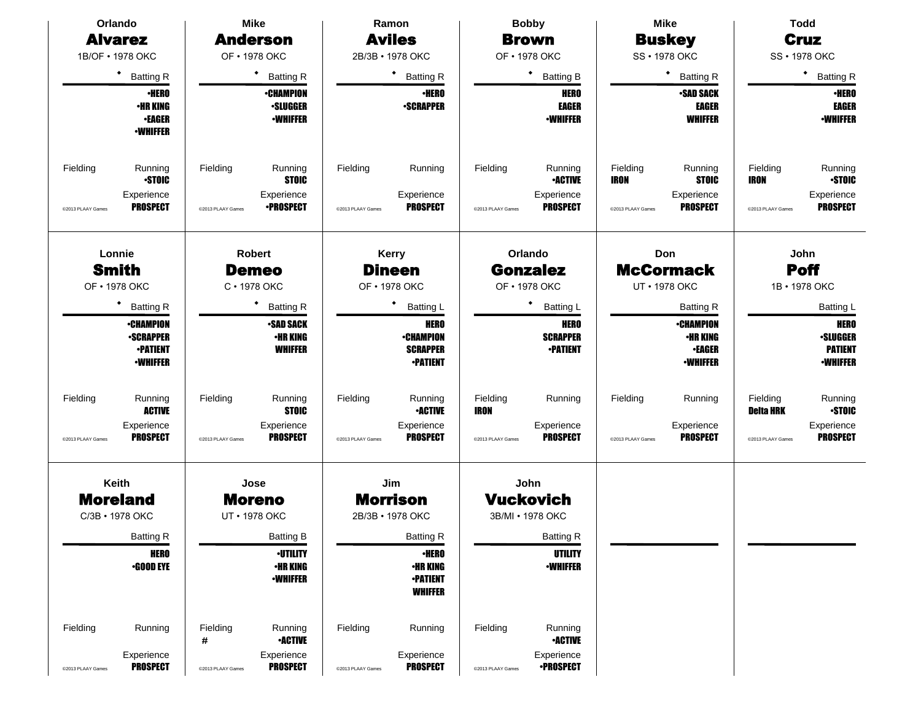## Orlando Alvarez

1B/OF • 1978 OKC

◆ Batting R

•HERO
•HR KING
•EAGER
•WHIFFER

Fielding

Running
•STOIC

Experience
PROSPECT

©2013 PLAAY Games

## Mike Anderson

OF • 1978 OKC

◆ Batting R

•CHAMPION
•SLUGGER
•WHIFFER

Fielding

Running
STOIC

Experience
•PROSPECT

©2013 PLAAY Games

## Ramon Aviles

2B/3B • 1978 OKC

◆ Batting R

•HERO
•SCRAPPER

Fielding

Running

Experience
PROSPECT

©2013 PLAAY Games

## Bobby Brown

OF • 1978 OKC

◆ Batting B

HERO
EAGER
•WHIFFER

Fielding

Running
•ACTIVE

Experience
PROSPECT

©2013 PLAAY Games

## Mike Buskey

SS • 1978 OKC

◆ Batting R

•SAD SACK
EAGER
WHIFFER

Fielding
IRON

Running
STOIC

Experience
PROSPECT

©2013 PLAAY Games

## Todd Cruz

SS • 1978 OKC

◆ Batting R

•HERO
EAGER
•WHIFFER

Fielding
IRON

Running
•STOIC

Experience
PROSPECT

©2013 PLAAY Games

## Lonnie Smith

OF • 1978 OKC

◆ Batting R

•CHAMPION
•SCRAPPER
•PATIENT
•WHIFFER

Fielding

Running
ACTIVE

Experience
PROSPECT

©2013 PLAAY Games

## Robert Demeo

C • 1978 OKC

◆ Batting R

•SAD SACK
•HR KING
WHIFFER

Fielding

Running
STOIC

Experience
PROSPECT

©2013 PLAAY Games

## Kerry Dineen

OF • 1978 OKC

◆ Batting L

HERO
•CHAMPION
SCRAPPER
•PATIENT

Fielding

Running
•ACTIVE

Experience
PROSPECT

©2013 PLAAY Games

## Orlando Gonzalez

OF • 1978 OKC

◆ Batting L

HERO
SCRAPPER
•PATIENT

Fielding
IRON

Running

Experience
PROSPECT

©2013 PLAAY Games

## Don McCormack

UT • 1978 OKC

Batting R

•CHAMPION
•HR KING
•EAGER
•WHIFFER

Fielding

Running

Experience
PROSPECT

©2013 PLAAY Games

## John Poff

1B • 1978 OKC

Batting L

HERO
•SLUGGER
PATIENT
•WHIFFER

Fielding
Delta HRK

Running
•STOIC

Experience
PROSPECT

©2013 PLAAY Games

## Keith Moreland

C/3B • 1978 OKC

Batting R

HERO
•GOOD EYE

Fielding

Running

Experience
PROSPECT

©2013 PLAAY Games

## Jose Moreno

UT • 1978 OKC

Batting B

•UTILITY
•HR KING
•WHIFFER

Fielding
#

Running
•ACTIVE

Experience
PROSPECT

©2013 PLAAY Games

## Jim Morrison

2B/3B • 1978 OKC

Batting R

•HERO
•HR KING
•PATIENT
WHIFFER

Fielding

Running

Experience
PROSPECT

©2013 PLAAY Games

## John Vuckovich

3B/MI • 1978 OKC

Batting R

UTILITY
•WHIFFER

Fielding

Running
•ACTIVE

Experience
•PROSPECT

©2013 PLAAY Games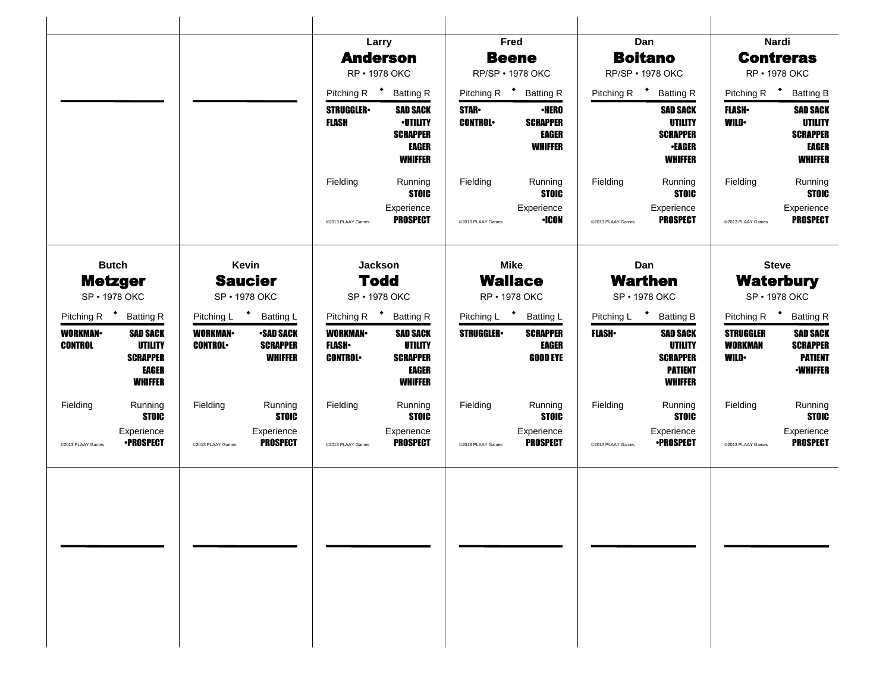Larry
## Anderson
RP • 1978 OKC

Pitching R • Batting R

STRUGGLER• SAD SACK
FLASH •UTILITY
SCRAPPER
EAGER
WHIFFER

Fielding

Running
STOIC

Experience
PROSPECT

©2013 PLAAY Games

Fred
## Beene
RP/SP • 1978 OKC

Pitching R • Batting R

STAR• •HERO
CONTROL• SCRAPPER
EAGER
WHIFFER

Fielding

Running
STOIC

Experience
•ICON

©2013 PLAAY Games

Dan
## Boitano
RP/SP • 1978 OKC

Pitching R • Batting R

SAD SACK
UTILITY
SCRAPPER
•EAGER
WHIFFER

Fielding

Running
STOIC

Experience
PROSPECT

©2013 PLAAY Games

Nardi
## Contreras
RP • 1978 OKC

Pitching R • Batting B

FLASH• SAD SACK
WILD• UTILITY
SCRAPPER
EAGER
WHIFFER

Fielding

Running
STOIC

Experience
PROSPECT

©2013 PLAAY Games

Butch
## Metzger
SP • 1978 OKC

Pitching R • Batting R

WORKMAN• SAD SACK
CONTROL UTILITY
SCRAPPER
EAGER
WHIFFER

Fielding

Running
STOIC

Experience
•PROSPECT

©2013 PLAAY Games

Kevin
## Saucier
SP • 1978 OKC

Pitching L • Batting L

WORKMAN• •SAD SACK
CONTROL• SCRAPPER
WHIFFER

Fielding

Running
STOIC

Experience
PROSPECT

©2013 PLAAY Games

Jackson
## Todd
SP • 1978 OKC

Pitching R • Batting R

WORKMAN• SAD SACK
FLASH• UTILITY
CONTROL• SCRAPPER
EAGER
WHIFFER

Fielding

Running
STOIC

Experience
PROSPECT

©2013 PLAAY Games

Mike
## Wallace
RP • 1978 OKC

Pitching L • Batting L

STRUGGLER• SCRAPPER
EAGER
GOOD EYE

Fielding

Running
STOIC

Experience
PROSPECT

©2013 PLAAY Games

Dan
## Warthen
SP • 1978 OKC

Pitching L • Batting B

FLASH• SAD SACK
UTILITY
SCRAPPER
PATIENT
WHIFFER

Fielding

Running
STOIC

Experience
•PROSPECT

©2013 PLAAY Games

Steve
## Waterbury
SP • 1978 OKC

Pitching R • Batting R

STRUGGLER SAD SACK
WORKMAN SCRAPPER
WILD• PATIENT
•WHIFFER

Fielding

Running
STOIC

Experience
PROSPECT

©2013 PLAAY Games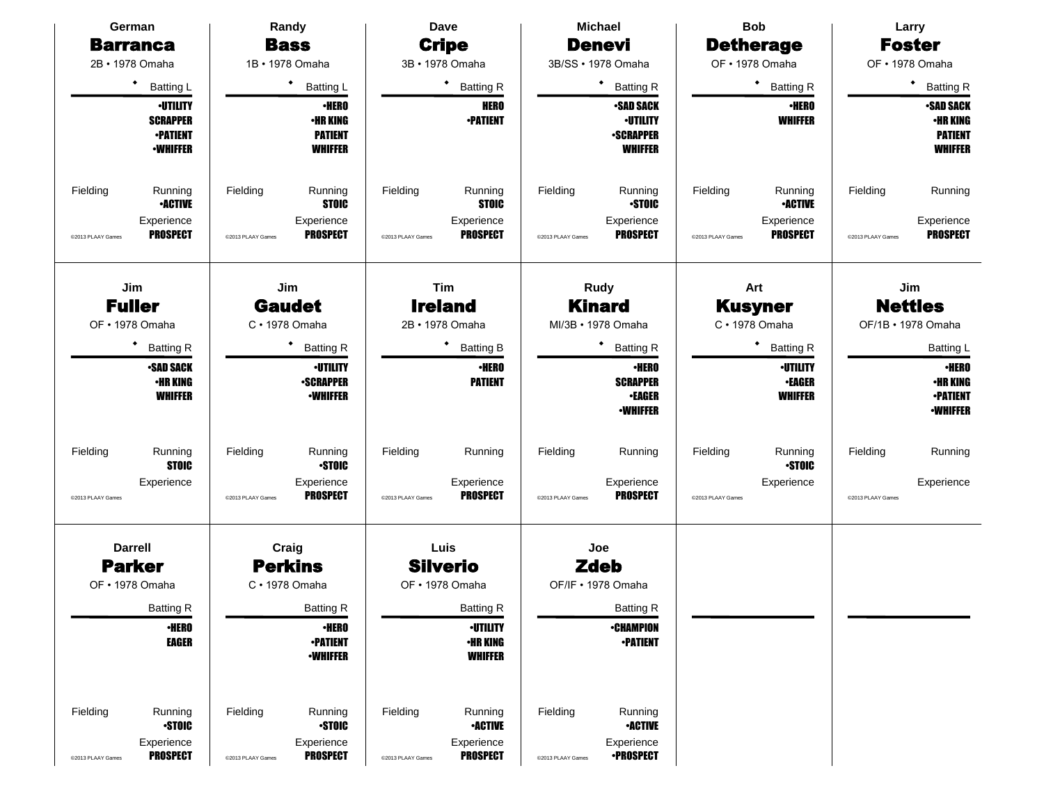**German**
## Barranca
2B • 1978 Omaha

◆ Batting L

•UTILITY
SCRAPPER
•PATIENT
•WHIFFER

Fielding | Running •ACTIVE
Experience PROSPECT

©2013 PLAAY Games

**Randy**
## Bass
1B • 1978 Omaha

◆ Batting L

•HERO
•HR KING
PATIENT
WHIFFER

Fielding | Running STOIC
Experience PROSPECT

©2013 PLAAY Games

**Dave**
## Cripe
3B • 1978 Omaha

◆ Batting R

HERO
•PATIENT

Fielding | Running STOIC
Experience PROSPECT

©2013 PLAAY Games

**Michael**
## Denevi
3B/SS • 1978 Omaha

◆ Batting R

•SAD SACK
•UTILITY
•SCRAPPER
WHIFFER

Fielding | Running •STOIC
Experience PROSPECT

©2013 PLAAY Games

**Bob**
## Detherage
OF • 1978 Omaha

◆ Batting R

•HERO
WHIFFER

Fielding | Running •ACTIVE
Experience PROSPECT

©2013 PLAAY Games

**Larry**
## Foster
OF • 1978 Omaha

◆ Batting R

•SAD SACK
•HR KING
PATIENT
WHIFFER

Fielding | Running
Experience PROSPECT

©2013 PLAAY Games

**Jim**
## Fuller
OF • 1978 Omaha

◆ Batting R

•SAD SACK
•HR KING
WHIFFER

Fielding | Running STOIC
Experience

©2013 PLAAY Games

**Jim**
## Gaudet
C • 1978 Omaha

◆ Batting R

•UTILITY
•SCRAPPER
•WHIFFER

Fielding | Running •STOIC
Experience PROSPECT

©2013 PLAAY Games

**Tim**
## Ireland
2B • 1978 Omaha

◆ Batting B

•HERO
PATIENT

Fielding | Running
Experience PROSPECT

©2013 PLAAY Games

**Rudy**
## Kinard
MI/3B • 1978 Omaha

◆ Batting R

•HERO
SCRAPPER
•EAGER
•WHIFFER

Fielding | Running
Experience PROSPECT

©2013 PLAAY Games

**Art**
## Kusyner
C • 1978 Omaha

◆ Batting R

•UTILITY
•EAGER
WHIFFER

Fielding | Running •STOIC
Experience

©2013 PLAAY Games

**Jim**
## Nettles
OF/1B • 1978 Omaha

Batting L

•HERO
•HR KING
•PATIENT
•WHIFFER

Fielding | Running
Experience

©2013 PLAAY Games

**Darrell**
## Parker
OF • 1978 Omaha

Batting R

•HERO
EAGER

Fielding | Running •STOIC
Experience PROSPECT

©2013 PLAAY Games

**Craig**
## Perkins
C • 1978 Omaha

Batting R

•HERO
•PATIENT
•WHIFFER

Fielding | Running •STOIC
Experience PROSPECT

©2013 PLAAY Games

**Luis**
## Silverio
OF • 1978 Omaha

Batting R

•UTILITY
•HR KING
WHIFFER

Fielding | Running •ACTIVE
Experience PROSPECT

©2013 PLAAY Games

**Joe**
## Zdeb
OF/IF • 1978 Omaha

Batting R

•CHAMPION
•PATIENT

Fielding | Running •ACTIVE
Experience •PROSPECT

©2013 PLAAY Games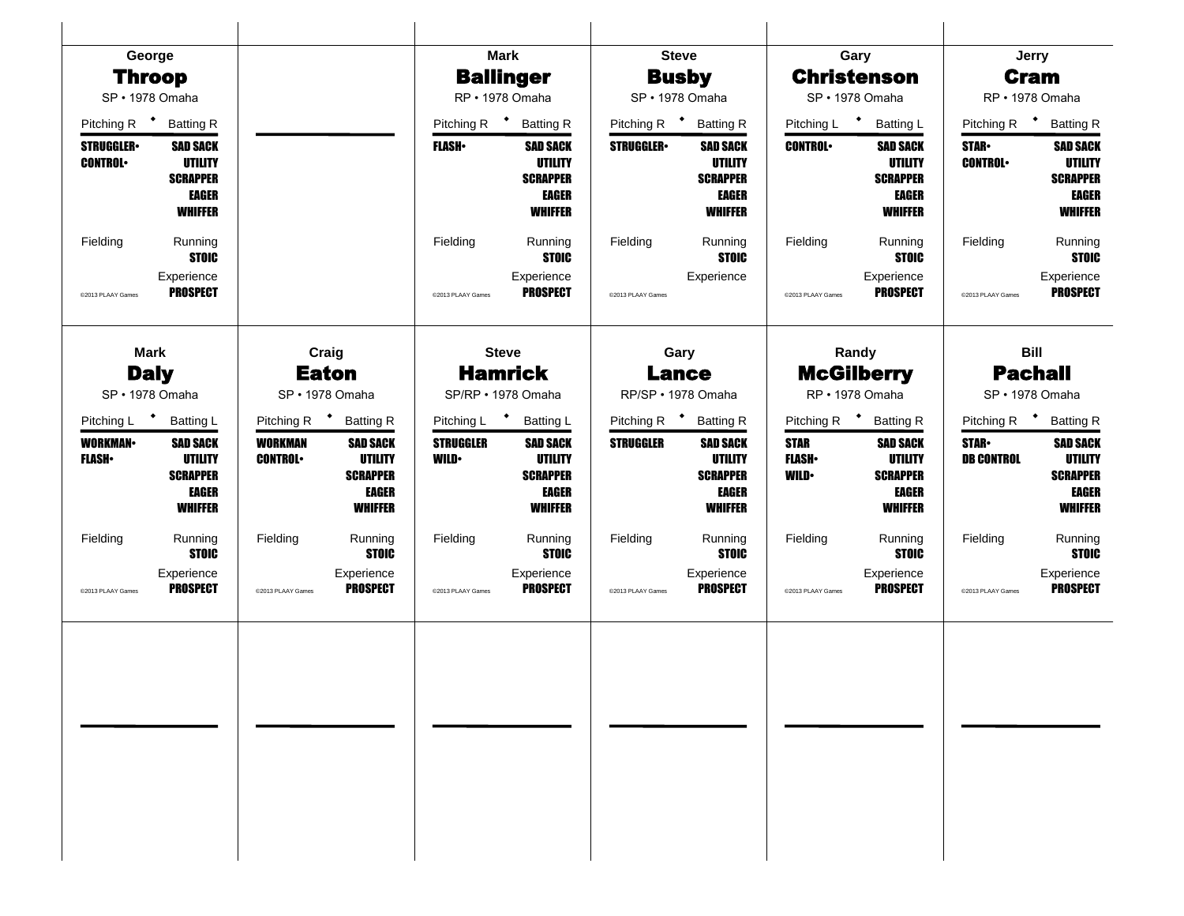George
## Throop
SP • 1978 Omaha

Pitching R • Batting R

**STRUGGLER•** **SAD SACK**
**CONTROL•** **UTILITY**
**SCRAPPER**
**EAGER**
**WHIFFER**

Fielding Running
**STOIC**
Experience
©2013 PLAAY Games **PROSPECT**

---

Mark
## Ballinger
RP • 1978 Omaha

Pitching R • Batting R

**FLASH•** **SAD SACK**
**UTILITY**
**SCRAPPER**
**EAGER**
**WHIFFER**

Fielding Running
**STOIC**
Experience
©2013 PLAAY Games **PROSPECT**

---

Steve
## Busby
SP • 1978 Omaha

Pitching R • Batting R

**STRUGGLER•** **SAD SACK**
**UTILITY**
**SCRAPPER**
**EAGER**
**WHIFFER**

Fielding Running
**STOIC**
Experience
©2013 PLAAY Games

---

Gary
## Christenson
SP • 1978 Omaha

Pitching L • Batting L

**CONTROL•** **SAD SACK**
**UTILITY**
**SCRAPPER**
**EAGER**
**WHIFFER**

Fielding Running
**STOIC**
Experience
©2013 PLAAY Games **PROSPECT**

---

Jerry
## Cram
RP • 1978 Omaha

Pitching R • Batting R

**STAR•** **SAD SACK**
**CONTROL•** **UTILITY**
**SCRAPPER**
**EAGER**
**WHIFFER**

Fielding Running
**STOIC**
Experience
©2013 PLAAY Games **PROSPECT**

---

Mark
## Daly
SP • 1978 Omaha

Pitching L • Batting L

**WORKMAN•** **SAD SACK**
**FLASH•** **UTILITY**
**SCRAPPER**
**EAGER**
**WHIFFER**

Fielding Running
**STOIC**
Experience
©2013 PLAAY Games **PROSPECT**

---

Craig
## Eaton
SP • 1978 Omaha

Pitching R • Batting R

**WORKMAN** **SAD SACK**
**CONTROL•** **UTILITY**
**SCRAPPER**
**EAGER**
**WHIFFER**

Fielding Running
**STOIC**
Experience
©2013 PLAAY Games **PROSPECT**

---

Steve
## Hamrick
SP/RP • 1978 Omaha

Pitching L • Batting L

**STRUGGLER** **SAD SACK**
**WILD•** **UTILITY**
**SCRAPPER**
**EAGER**
**WHIFFER**

Fielding Running
**STOIC**
Experience
©2013 PLAAY Games **PROSPECT**

---

Gary
## Lance
RP/SP • 1978 Omaha

Pitching R • Batting R

**STRUGGLER** **SAD SACK**
**UTILITY**
**SCRAPPER**
**EAGER**
**WHIFFER**

Fielding Running
**STOIC**
Experience
©2013 PLAAY Games **PROSPECT**

---

Randy
## McGilberry
RP • 1978 Omaha

Pitching R • Batting R

**STAR** **SAD SACK**
**FLASH•** **UTILITY**
**WILD•** **SCRAPPER**
**EAGER**
**WHIFFER**

Fielding Running
**STOIC**
Experience
©2013 PLAAY Games **PROSPECT**

---

Bill
## Pachall
SP • 1978 Omaha

Pitching R • Batting R

**STAR•** **SAD SACK**
**DB CONTROL** **UTILITY**
**SCRAPPER**
**EAGER**
**WHIFFER**

Fielding Running
**STOIC**
Experience
©2013 PLAAY Games **PROSPECT**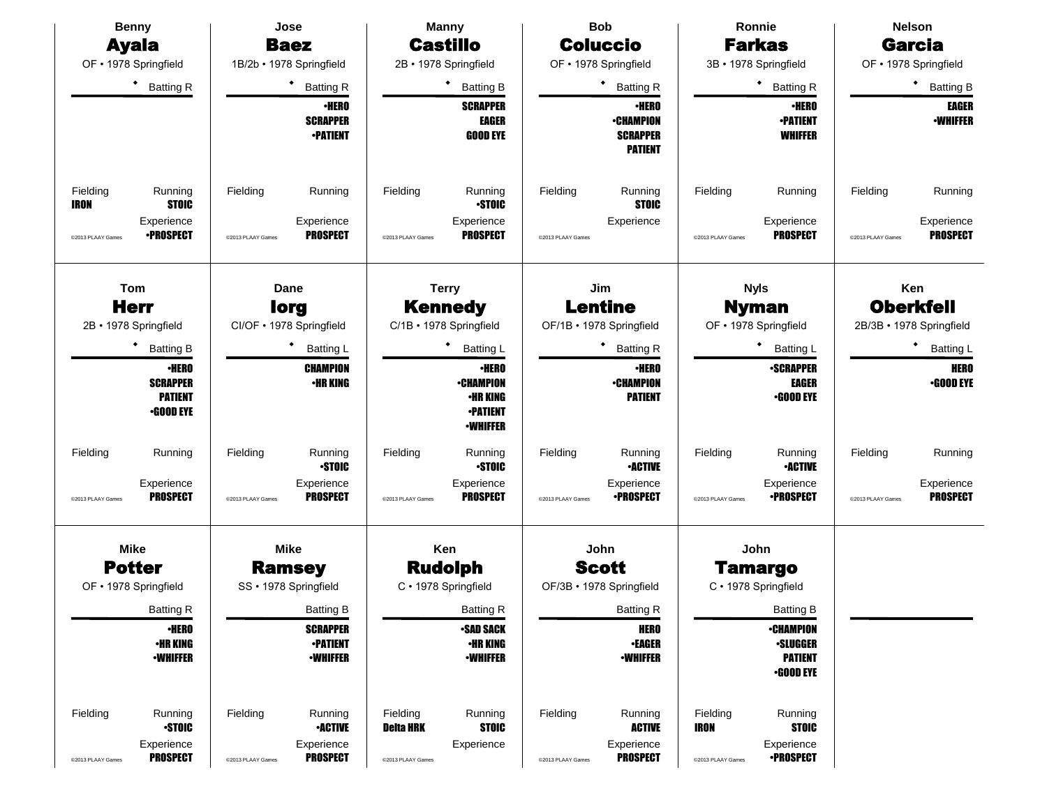Benny
**Ayala**
OF • 1978 Springfield

◆ Batting R

| Fielding | Running |
|---|---|
| IRON | STOIC |
| | Experience |
| | •PROSPECT |

©2013 PLAAY Games

---

Jose
**Baez**
1B/2b • 1978 Springfield

◆ Batting R

•HERO
SCRAPPER
•PATIENT

| Fielding | Running |
|---|---|
| | Experience |
| | PROSPECT |

©2013 PLAAY Games

---

Manny
**Castillo**
2B • 1978 Springfield

◆ Batting B

SCRAPPER
EAGER
GOOD EYE

| Fielding | Running |
|---|---|
| | •STOIC |
| | Experience |
| | PROSPECT |

©2013 PLAAY Games

---

Bob
**Coluccio**
OF • 1978 Springfield

◆ Batting R

•HERO
•CHAMPION
SCRAPPER
PATIENT

| Fielding | Running |
|---|---|
| | STOIC |
| | Experience |

©2013 PLAAY Games

---

Ronnie
**Farkas**
3B • 1978 Springfield

◆ Batting R

•HERO
•PATIENT
WHIFFER

| Fielding | Running |
|---|---|
| | Experience |
| | PROSPECT |

©2013 PLAAY Games

---

Nelson
**Garcia**
OF • 1978 Springfield

◆ Batting B

EAGER
•WHIFFER

| Fielding | Running |
|---|---|
| | Experience |
| | PROSPECT |

©2013 PLAAY Games

---

Tom
**Herr**
2B • 1978 Springfield

◆ Batting B

•HERO
SCRAPPER
PATIENT
•GOOD EYE

| Fielding | Running |
|---|---|
| | Experience |
| | PROSPECT |

©2013 PLAAY Games

---

Dane
**Iorg**
CI/OF • 1978 Springfield

◆ Batting L

CHAMPION
•HR KING

| Fielding | Running |
|---|---|
| | •STOIC |
| | Experience |
| | PROSPECT |

©2013 PLAAY Games

---

Terry
**Kennedy**
C/1B • 1978 Springfield

◆ Batting L

•HERO
•CHAMPION
•HR KING
•PATIENT
•WHIFFER

| Fielding | Running |
|---|---|
| | •STOIC |
| | Experience |
| | PROSPECT |

©2013 PLAAY Games

---

Jim
**Lentine**
OF/1B • 1978 Springfield

◆ Batting R

•HERO
•CHAMPION
PATIENT

| Fielding | Running |
|---|---|
| | •ACTIVE |
| | Experience |
| | •PROSPECT |

©2013 PLAAY Games

---

Nyls
**Nyman**
OF • 1978 Springfield

◆ Batting L

•SCRAPPER
EAGER
•GOOD EYE

| Fielding | Running |
|---|---|
| | •ACTIVE |
| | Experience |
| | •PROSPECT |

©2013 PLAAY Games

---

Ken
**Oberkfell**
2B/3B • 1978 Springfield

◆ Batting L

HERO
•GOOD EYE

| Fielding | Running |
|---|---|
| | Experience |
| | PROSPECT |

©2013 PLAAY Games

---

Mike
**Potter**
OF • 1978 Springfield

Batting R

•HERO
•HR KING
•WHIFFER

| Fielding | Running |
|---|---|
| | •STOIC |
| | Experience |
| | PROSPECT |

©2013 PLAAY Games

---

Mike
**Ramsey**
SS • 1978 Springfield

Batting B

SCRAPPER
•PATIENT
•WHIFFER

| Fielding | Running |
|---|---|
| | •ACTIVE |
| | Experience |
| | PROSPECT |

©2013 PLAAY Games

---

Ken
**Rudolph**
C • 1978 Springfield

Batting R

•SAD SACK
•HR KING
•WHIFFER

| Fielding | Running |
|---|---|
| Delta HRK | STOIC |
| | Experience |

©2013 PLAAY Games

---

John
**Scott**
OF/3B • 1978 Springfield

Batting R

HERO
•EAGER
•WHIFFER

| Fielding | Running |
|---|---|
| | ACTIVE |
| | Experience |
| | PROSPECT |

©2013 PLAAY Games

---

John
**Tamargo**
C • 1978 Springfield

Batting B

•CHAMPION
•SLUGGER
PATIENT
•GOOD EYE

| Fielding | Running |
|---|---|
| IRON | STOIC |
| | Experience |
| | •PROSPECT |

©2013 PLAAY Games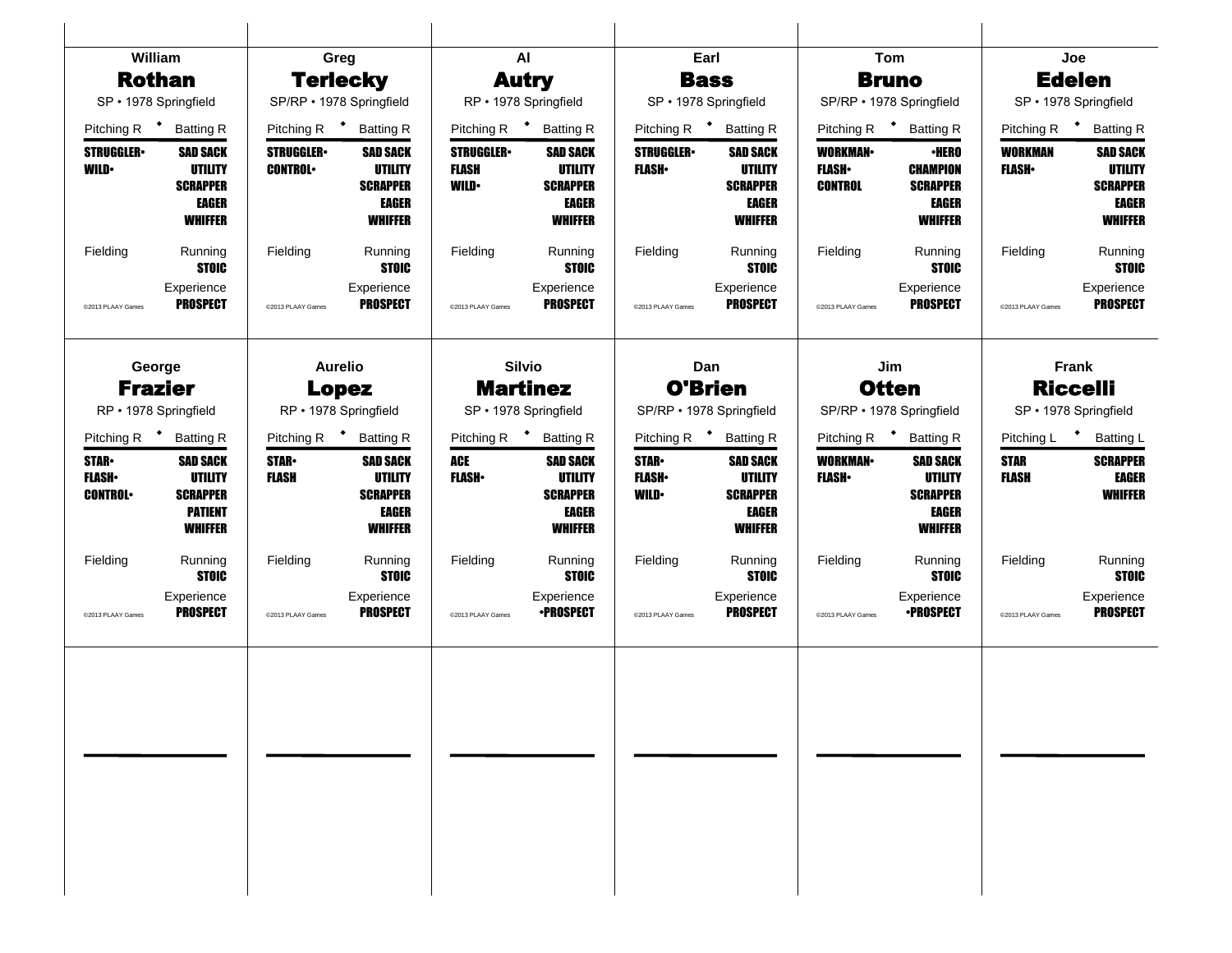William
## Rothan
SP • 1978 Springfield

| Pitching R • | Batting R |
|---|---|
| STRUGGLER• | SAD SACK |
| WILD• | UTILITY |
| | SCRAPPER |
| | EAGER |
| | WHIFFER |

Fielding | Running: STOIC
Experience: PROSPECT

©2013 PLAAY Games

---

Greg
## Terlecky
SP/RP • 1978 Springfield

| Pitching R • | Batting R |
|---|---|
| STRUGGLER• | SAD SACK |
| CONTROL• | UTILITY |
| | SCRAPPER |
| | EAGER |
| | WHIFFER |

Fielding | Running: STOIC
Experience: PROSPECT

©2013 PLAAY Games

---

Al
## Autry
RP • 1978 Springfield

| Pitching R • | Batting R |
|---|---|
| STRUGGLER• | SAD SACK |
| FLASH | UTILITY |
| WILD• | SCRAPPER |
| | EAGER |
| | WHIFFER |

Fielding | Running: STOIC
Experience: PROSPECT

©2013 PLAAY Games

---

Earl
## Bass
SP • 1978 Springfield

| Pitching R • | Batting R |
|---|---|
| STRUGGLER• | SAD SACK |
| FLASH• | UTILITY |
| | SCRAPPER |
| | EAGER |
| | WHIFFER |

Fielding | Running: STOIC
Experience: PROSPECT

©2013 PLAAY Games

---

Tom
## Bruno
SP/RP • 1978 Springfield

| Pitching R • | Batting R |
|---|---|
| WORKMAN• | •HERO |
| FLASH• | CHAMPION |
| CONTROL | SCRAPPER |
| | EAGER |
| | WHIFFER |

Fielding | Running: STOIC
Experience: PROSPECT

©2013 PLAAY Games

---

Joe
## Edelen
SP • 1978 Springfield

| Pitching R • | Batting R |
|---|---|
| WORKMAN | SAD SACK |
| FLASH• | UTILITY |
| | SCRAPPER |
| | EAGER |
| | WHIFFER |

Fielding | Running: STOIC
Experience: PROSPECT

©2013 PLAAY Games

---

George
## Frazier
RP • 1978 Springfield

| Pitching R • | Batting R |
|---|---|
| STAR• | SAD SACK |
| FLASH• | UTILITY |
| CONTROL• | SCRAPPER |
| | PATIENT |
| | WHIFFER |

Fielding | Running: STOIC
Experience: PROSPECT

©2013 PLAAY Games

---

Aurelio
## Lopez
RP • 1978 Springfield

| Pitching R • | Batting R |
|---|---|
| STAR• | SAD SACK |
| FLASH | UTILITY |
| | SCRAPPER |
| | EAGER |
| | WHIFFER |

Fielding | Running: STOIC
Experience: PROSPECT

©2013 PLAAY Games

---

Silvio
## Martinez
SP • 1978 Springfield

| Pitching R • | Batting R |
|---|---|
| ACE | SAD SACK |
| FLASH• | UTILITY |
| | SCRAPPER |
| | EAGER |
| | WHIFFER |

Fielding | Running: STOIC
Experience: •PROSPECT

©2013 PLAAY Games

---

Dan
## O'Brien
SP/RP • 1978 Springfield

| Pitching R • | Batting R |
|---|---|
| STAR• | SAD SACK |
| FLASH• | UTILITY |
| WILD• | SCRAPPER |
| | EAGER |
| | WHIFFER |

Fielding | Running: STOIC
Experience: PROSPECT

©2013 PLAAY Games

---

Jim
## Otten
SP/RP • 1978 Springfield

| Pitching R • | Batting R |
|---|---|
| WORKMAN• | SAD SACK |
| FLASH• | UTILITY |
| | SCRAPPER |
| | EAGER |
| | WHIFFER |

Fielding | Running: STOIC
Experience: •PROSPECT

©2013 PLAAY Games

---

Frank
## Riccelli
SP • 1978 Springfield

| Pitching L • | Batting L |
|---|---|
| STAR | SCRAPPER |
| FLASH | EAGER |
| | WHIFFER |

Fielding | Running: STOIC
Experience: PROSPECT

©2013 PLAAY Games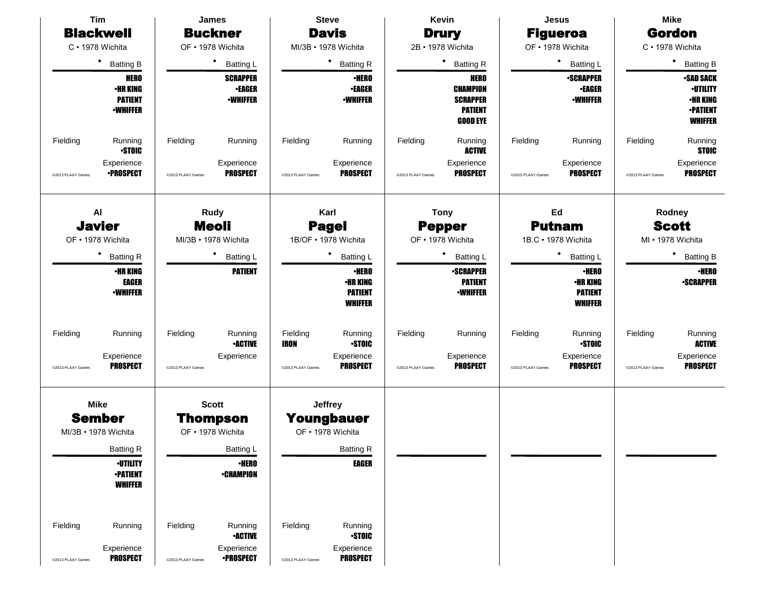## Tim Blackwell

C • 1978 Wichita

◆ Batting B

HERO
•HR KING
PATIENT
•WHIFFER

Fielding

Running
•STOIC

Experience
•PROSPECT

©2013 PLAAY Games

## James Buckner

OF • 1978 Wichita

◆ Batting L

SCRAPPER
•EAGER
•WHIFFER

Fielding

Running

Experience
PROSPECT

©2013 PLAAY Games

## Steve Davis

MI/3B • 1978 Wichita

◆ Batting R

•HERO
•EAGER
•WHIFFER

Fielding

Running

Experience
PROSPECT

©2013 PLAAY Games

## Kevin Drury

2B • 1978 Wichita

◆ Batting R

HERO
CHAMPION
SCRAPPER
PATIENT
GOOD EYE

Fielding

Running
ACTIVE

Experience
PROSPECT

©2013 PLAAY Games

## Jesus Figueroa

OF • 1978 Wichita

◆ Batting L

•SCRAPPER
•EAGER
•WHIFFER

Fielding

Running

Experience
PROSPECT

©2013 PLAAY Games

## Mike Gordon

C • 1978 Wichita

◆ Batting B

•SAD SACK
•UTILITY
•HR KING
•PATIENT
WHIFFER

Fielding

Running
STOIC

Experience
PROSPECT

©2013 PLAAY Games

## Al Javier

OF • 1978 Wichita

◆ Batting R

•HR KING
EAGER
•WHIFFER

Fielding

Running

Experience
PROSPECT

©2013 PLAAY Games

## Rudy Meoli

MI/3B • 1978 Wichita

◆ Batting L

PATIENT

Fielding

Running
•ACTIVE

Experience

©2013 PLAAY Games

## Karl Pagel

1B/OF • 1978 Wichita

◆ Batting L

•HERO
•HR KING
PATIENT
WHIFFER

Fielding
IRON

Running
•STOIC

Experience
PROSPECT

©2013 PLAAY Games

## Tony Pepper

OF • 1978 Wichita

◆ Batting L

•SCRAPPER
PATIENT
•WHIFFER

Fielding

Running

Experience
PROSPECT

©2013 PLAAY Games

## Ed Putnam

1B.C • 1978 Wichita

◆ Batting L

•HERO
•HR KING
PATIENT
WHIFFER

Fielding

Running
•STOIC

Experience
PROSPECT

©2013 PLAAY Games

## Rodney Scott

MI • 1978 Wichita

◆ Batting B

•HERO
•SCRAPPER

Fielding

Running
ACTIVE

Experience
PROSPECT

©2013 PLAAY Games

## Mike Sember

MI/3B • 1978 Wichita

Batting R

•UTILITY
•PATIENT
WHIFFER

Fielding

Running

Experience
PROSPECT

©2013 PLAAY Games

## Scott Thompson

OF • 1978 Wichita

Batting L

•HERO
•CHAMPION

Fielding

Running
•ACTIVE

Experience
•PROSPECT

©2013 PLAAY Games

## Jeffrey Youngbauer

OF • 1978 Wichita

Batting R

EAGER

Fielding

Running
•STOIC

Experience
PROSPECT

©2013 PLAAY Games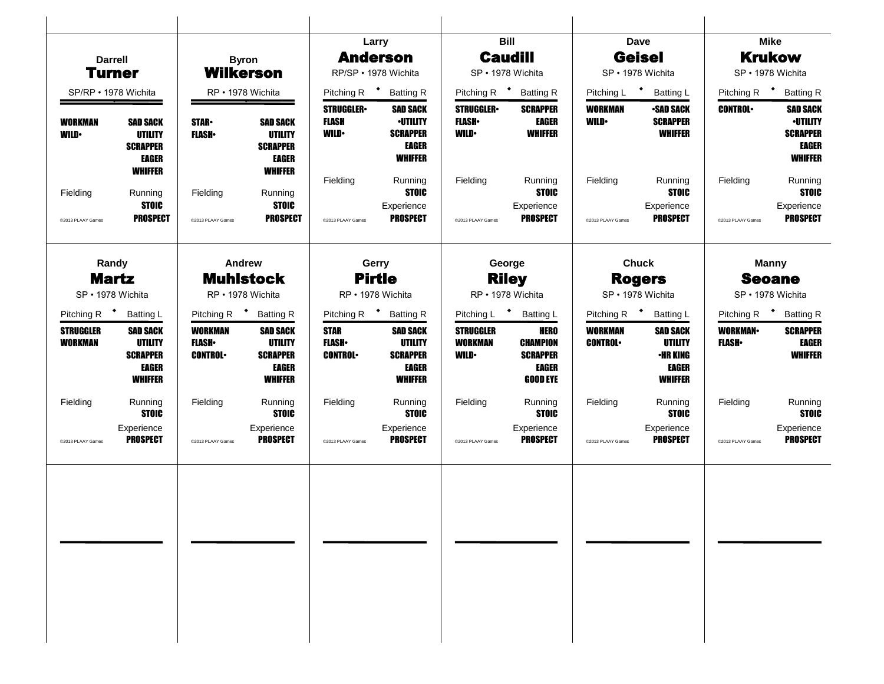Darrell
## Turner
SP/RP • 1978 Wichita

| | |
|---|---|
| **WORKMAN** | **SAD SACK** |
| **WILD•** | **UTILITY** |
| | **SCRAPPER** |
| | **EAGER** |
| | **WHIFFER** |
| Fielding | Running |
| | **STOIC** |
| ©2013 PLAAY Games | **PROSPECT** |

Byron
## Wilkerson
RP • 1978 Wichita

| | |
|---|---|
| **STAR•** | **SAD SACK** |
| **FLASH•** | **UTILITY** |
| | **SCRAPPER** |
| | **EAGER** |
| | **WHIFFER** |
| Fielding | Running |
| | **STOIC** |
| ©2013 PLAAY Games | **PROSPECT** |

Larry
## Anderson
RP/SP • 1978 Wichita

| Pitching R | Batting R |
|---|---|
| **STRUGGLER•** | **SAD SACK** |
| **FLASH** | **•UTILITY** |
| **WILD•** | **SCRAPPER** |
| | **EAGER** |
| | **WHIFFER** |
| Fielding | Running |
| | **STOIC** |
| | Experience |
| ©2013 PLAAY Games | **PROSPECT** |

Bill
## Caudill
SP • 1978 Wichita

| Pitching R | Batting R |
|---|---|
| **STRUGGLER•** | **SCRAPPER** |
| **FLASH•** | **EAGER** |
| **WILD•** | **WHIFFER** |
| Fielding | Running |
| | **STOIC** |
| | Experience |
| ©2013 PLAAY Games | **PROSPECT** |

Dave
## Geisel
SP • 1978 Wichita

| Pitching L | Batting L |
|---|---|
| **WORKMAN** | **•SAD SACK** |
| **WILD•** | **SCRAPPER** |
| | **WHIFFER** |
| Fielding | Running |
| | **STOIC** |
| | Experience |
| ©2013 PLAAY Games | **PROSPECT** |

Mike
## Krukow
SP • 1978 Wichita

| Pitching R | Batting R |
|---|---|
| **CONTROL•** | **SAD SACK** |
| | **•UTILITY** |
| | **SCRAPPER** |
| | **EAGER** |
| | **WHIFFER** |
| Fielding | Running |
| | **STOIC** |
| | Experience |
| ©2013 PLAAY Games | **PROSPECT** |

Randy
## Martz
SP • 1978 Wichita

| Pitching R | Batting L |
|---|---|
| **STRUGGLER** | **SAD SACK** |
| **WORKMAN** | **UTILITY** |
| | **SCRAPPER** |
| | **EAGER** |
| | **WHIFFER** |
| Fielding | Running |
| | **STOIC** |
| | Experience |
| ©2013 PLAAY Games | **PROSPECT** |

Andrew
## Muhlstock
RP • 1978 Wichita

| Pitching R | Batting R |
|---|---|
| **WORKMAN** | **SAD SACK** |
| **FLASH•** | **UTILITY** |
| **CONTROL•** | **SCRAPPER** |
| | **EAGER** |
| | **WHIFFER** |
| Fielding | Running |
| | **STOIC** |
| | Experience |
| ©2013 PLAAY Games | **PROSPECT** |

Gerry
## Pirtle
RP • 1978 Wichita

| Pitching R | Batting R |
|---|---|
| **STAR** | **SAD SACK** |
| **FLASH•** | **UTILITY** |
| **CONTROL•** | **SCRAPPER** |
| | **EAGER** |
| | **WHIFFER** |
| Fielding | Running |
| | **STOIC** |
| | Experience |
| ©2013 PLAAY Games | **PROSPECT** |

George
## Riley
RP • 1978 Wichita

| Pitching L | Batting L |
|---|---|
| **STRUGGLER** | **HERO** |
| **WORKMAN** | **CHAMPION** |
| **WILD•** | **SCRAPPER** |
| | **EAGER** |
| | **GOOD EYE** |
| Fielding | Running |
| | **STOIC** |
| | Experience |
| ©2013 PLAAY Games | **PROSPECT** |

Chuck
## Rogers
SP • 1978 Wichita

| Pitching R | Batting L |
|---|---|
| **WORKMAN** | **SAD SACK** |
| **CONTROL•** | **UTILITY** |
| | **•HR KING** |
| | **EAGER** |
| | **WHIFFER** |
| Fielding | Running |
| | **STOIC** |
| | Experience |
| ©2013 PLAAY Games | **PROSPECT** |

Manny
## Seoane
SP • 1978 Wichita

| Pitching R | Batting R |
|---|---|
| **WORKMAN•** | **SCRAPPER** |
| **FLASH•** | **EAGER** |
| | **WHIFFER** |
| Fielding | Running |
| | **STOIC** |
| | Experience |
| ©2013 PLAAY Games | **PROSPECT** |